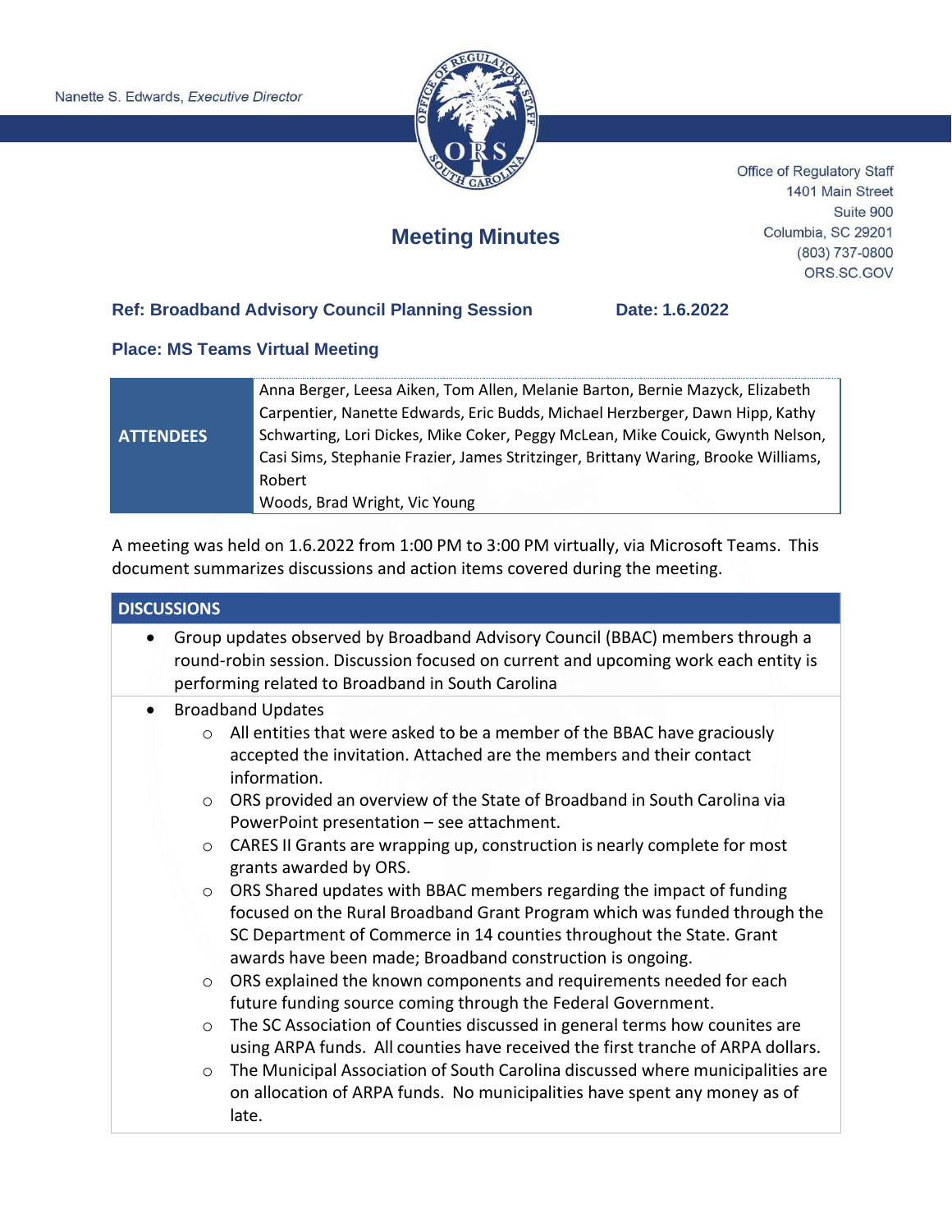Nanette S. Edwards, *Executive Director*

Office of Regulatory Staff
1401 Main Street
Suite 900
Columbia, SC 29201
(803) 737-0800
ORS.SC.GOV

# Meeting Minutes

**Ref: Broadband Advisory Council Planning Session** **Date: 1.6.2022**

**Place: MS Teams Virtual Meeting**

| ATTENDEES | |
|---|---|
| | Anna Berger, Leesa Aiken, Tom Allen, Melanie Barton, Bernie Mazyck, Elizabeth Carpentier, Nanette Edwards, Eric Budds, Michael Herzberger, Dawn Hipp, Kathy Schwarting, Lori Dickes, Mike Coker, Peggy McLean, Mike Couick, Gwynth Nelson, Casi Sims, Stephanie Frazier, James Stritzinger, Brittany Waring, Brooke Williams, Robert Woods, Brad Wright, Vic Young |

A meeting was held on 1.6.2022 from 1:00 PM to 3:00 PM virtually, via Microsoft Teams. This document summarizes discussions and action items covered during the meeting.

## DISCUSSIONS

- Group updates observed by Broadband Advisory Council (BBAC) members through a round-robin session. Discussion focused on current and upcoming work each entity is performing related to Broadband in South Carolina
- Broadband Updates
  - All entities that were asked to be a member of the BBAC have graciously accepted the invitation. Attached are the members and their contact information.
  - ORS provided an overview of the State of Broadband in South Carolina via PowerPoint presentation – see attachment.
  - CARES II Grants are wrapping up, construction is nearly complete for most grants awarded by ORS.
  - ORS Shared updates with BBAC members regarding the impact of funding focused on the Rural Broadband Grant Program which was funded through the SC Department of Commerce in 14 counties throughout the State. Grant awards have been made; Broadband construction is ongoing.
  - ORS explained the known components and requirements needed for each future funding source coming through the Federal Government.
  - The SC Association of Counties discussed in general terms how counites are using ARPA funds. All counties have received the first tranche of ARPA dollars.
  - The Municipal Association of South Carolina discussed where municipalities are on allocation of ARPA funds. No municipalities have spent any money as of late.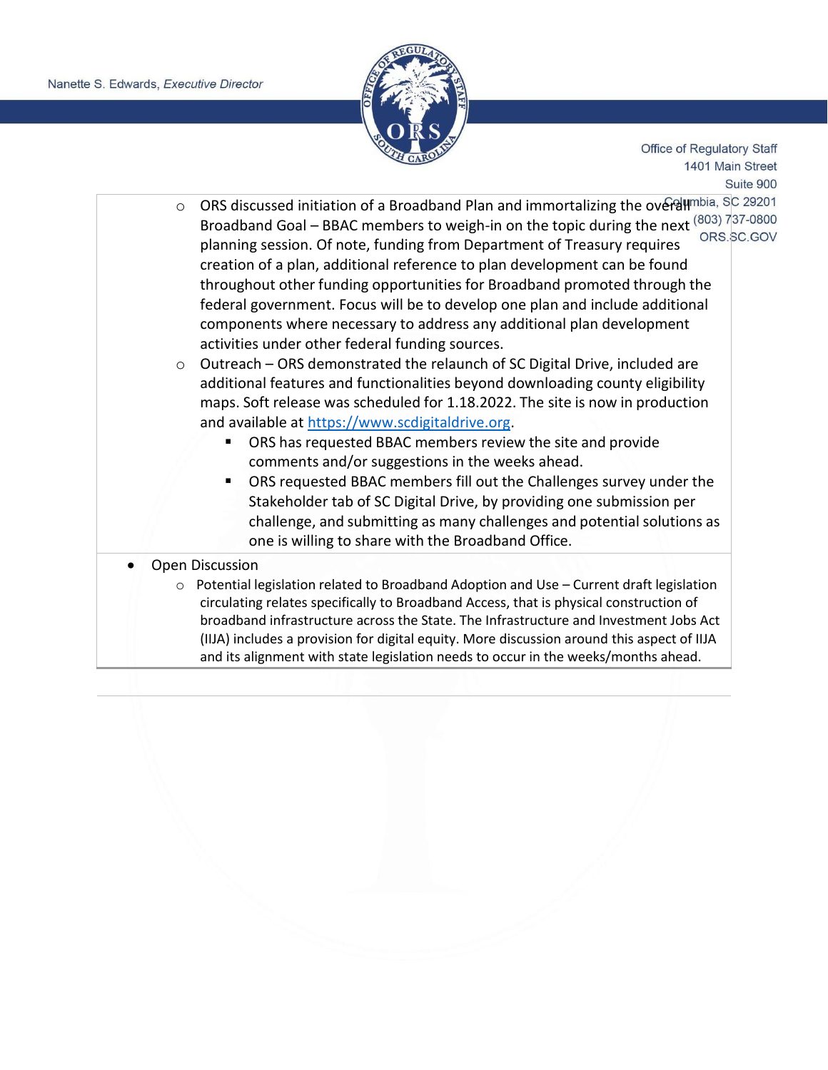- ORS discussed initiation of a Broadband Plan and immortalizing the overall Broadband Goal – BBAC members to weigh-in on the topic during the next planning session. Of note, funding from Department of Treasury requires creation of a plan, additional reference to plan development can be found throughout other funding opportunities for Broadband promoted through the federal government. Focus will be to develop one plan and include additional components where necessary to address any additional plan development activities under other federal funding sources.
- Outreach – ORS demonstrated the relaunch of SC Digital Drive, included are additional features and functionalities beyond downloading county eligibility maps. Soft release was scheduled for 1.18.2022. The site is now in production and available at [https://www.scdigitaldrive.org](https://www.scdigitaldrive.org).
  - ORS has requested BBAC members review the site and provide comments and/or suggestions in the weeks ahead.
  - ORS requested BBAC members fill out the Challenges survey under the Stakeholder tab of SC Digital Drive, by providing one submission per challenge, and submitting as many challenges and potential solutions as one is willing to share with the Broadband Office.

- Open Discussion
  - Potential legislation related to Broadband Adoption and Use – Current draft legislation circulating relates specifically to Broadband Access, that is physical construction of broadband infrastructure across the State. The Infrastructure and Investment Jobs Act (IIJA) includes a provision for digital equity. More discussion around this aspect of IIJA and its alignment with state legislation needs to occur in the weeks/months ahead.